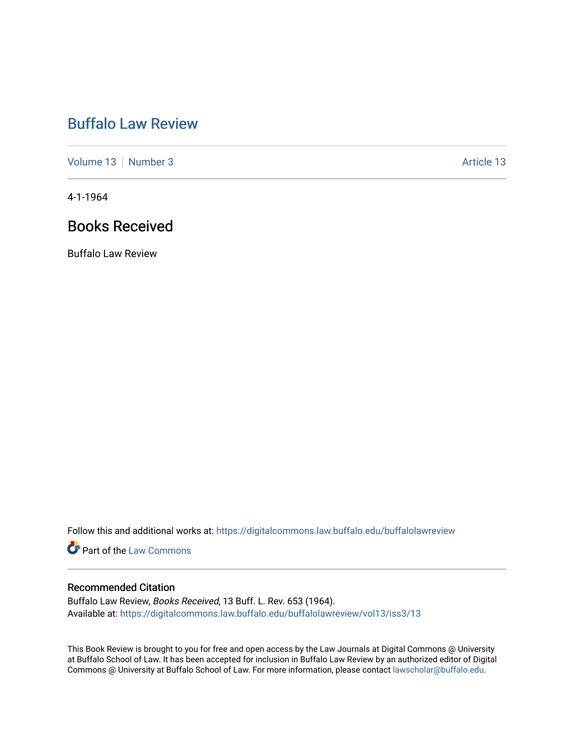# Buffalo Law Review

Volume 13 | Number 3 | Article 13

4-1-1964

## Books Received

Buffalo Law Review

Follow this and additional works at: https://digitalcommons.law.buffalo.edu/buffalolawreview

Part of the Law Commons

### Recommended Citation

Buffalo Law Review, *Books Received*, 13 Buff. L. Rev. 653 (1964).
Available at: https://digitalcommons.law.buffalo.edu/buffalolawreview/vol13/iss3/13

This Book Review is brought to you for free and open access by the Law Journals at Digital Commons @ University at Buffalo School of Law. It has been accepted for inclusion in Buffalo Law Review by an authorized editor of Digital Commons @ University at Buffalo School of Law. For more information, please contact lawscholar@buffalo.edu.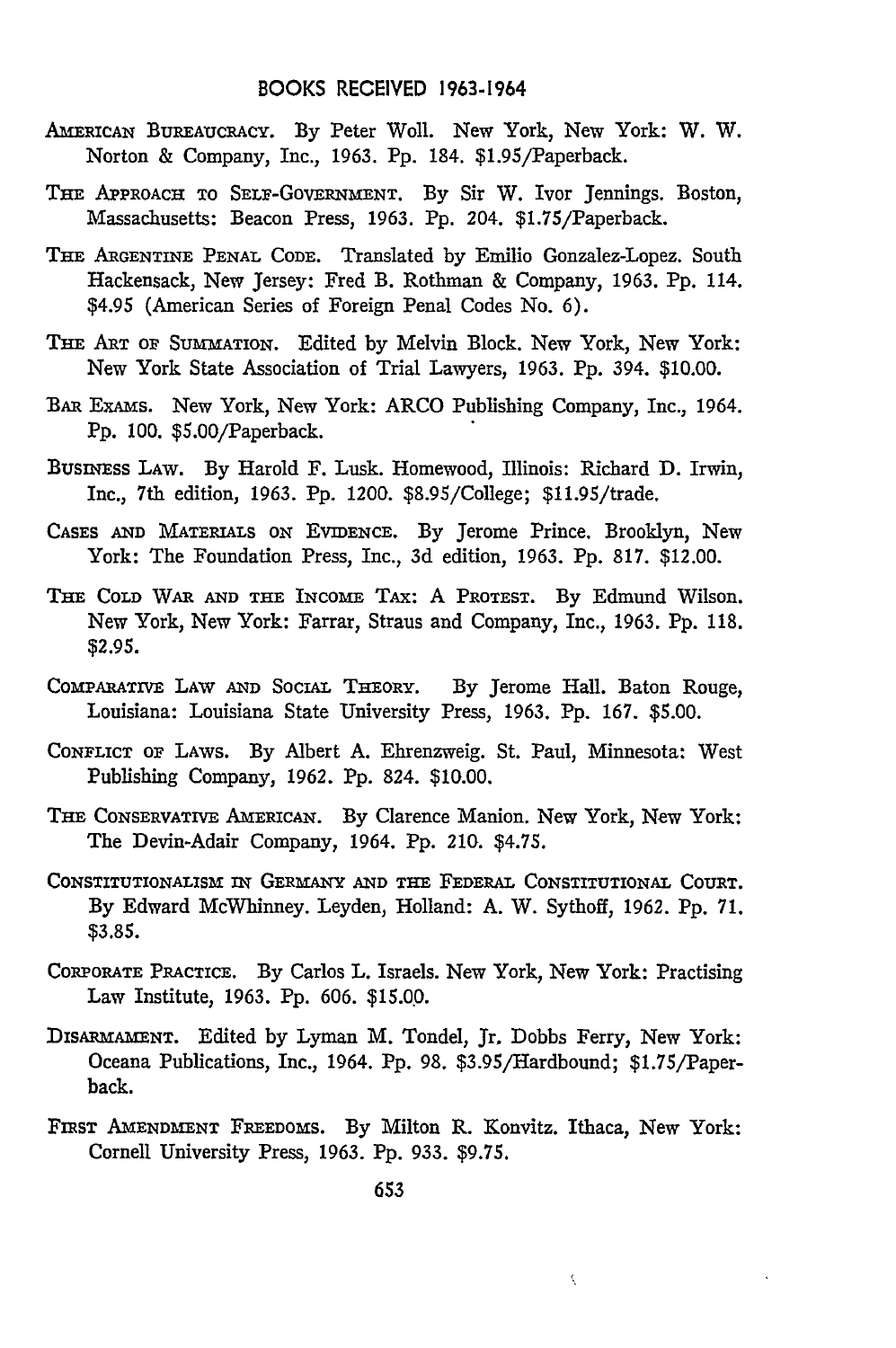## BOOKS RECEIVED 1963-1964

AMERICAN BUREAUCRACY. By Peter Woll. New York, New York: W. W. Norton & Company, Inc., 1963. Pp. 184. $1.95/Paperback.

THE APPROACH TO SELF-GOVERNMENT. By Sir W. Ivor Jennings. Boston, Massachusetts: Beacon Press, 1963. Pp. 204. $1.75/Paperback.

THE ARGENTINE PENAL CODE. Translated by Emilio Gonzalez-Lopez. South Hackensack, New Jersey: Fred B. Rothman & Company, 1963. Pp. 114. $4.95 (American Series of Foreign Penal Codes No. 6).

THE ART OF SUMMATION. Edited by Melvin Block. New York, New York: New York State Association of Trial Lawyers, 1963. Pp. 394. $10.00.

BAR EXAMS. New York, New York: ARCO Publishing Company, Inc., 1964. Pp. 100. $5.00/Paperback.

BUSINESS LAW. By Harold F. Lusk. Homewood, Illinois: Richard D. Irwin, Inc., 7th edition, 1963. Pp. 1200. $8.95/College; $11.95/trade.

CASES AND MATERIALS ON EVIDENCE. By Jerome Prince. Brooklyn, New York: The Foundation Press, Inc., 3d edition, 1963. Pp. 817. $12.00.

THE COLD WAR AND THE INCOME TAX: A PROTEST. By Edmund Wilson. New York, New York: Farrar, Straus and Company, Inc., 1963. Pp. 118. $2.95.

COMPARATIVE LAW AND SOCIAL THEORY. By Jerome Hall. Baton Rouge, Louisiana: Louisiana State University Press, 1963. Pp. 167. $5.00.

CONFLICT OF LAWS. By Albert A. Ehrenzweig. St. Paul, Minnesota: West Publishing Company, 1962. Pp. 824. $10.00.

THE CONSERVATIVE AMERICAN. By Clarence Manion. New York, New York: The Devin-Adair Company, 1964. Pp. 210. $4.75.

CONSTITUTIONALISM IN GERMANY AND THE FEDERAL CONSTITUTIONAL COURT. By Edward McWhinney. Leyden, Holland: A. W. Sythoff, 1962. Pp. 71. $3.85.

CORPORATE PRACTICE. By Carlos L. Israels. New York, New York: Practising Law Institute, 1963. Pp. 606. $15.00.

DISARMAMENT. Edited by Lyman M. Tondel, Jr. Dobbs Ferry, New York: Oceana Publications, Inc., 1964. Pp. 98. $3.95/Hardbound; $1.75/Paperback.

FIRST AMENDMENT FREEDOMS. By Milton R. Konvitz. Ithaca, New York: Cornell University Press, 1963. Pp. 933. $9.75.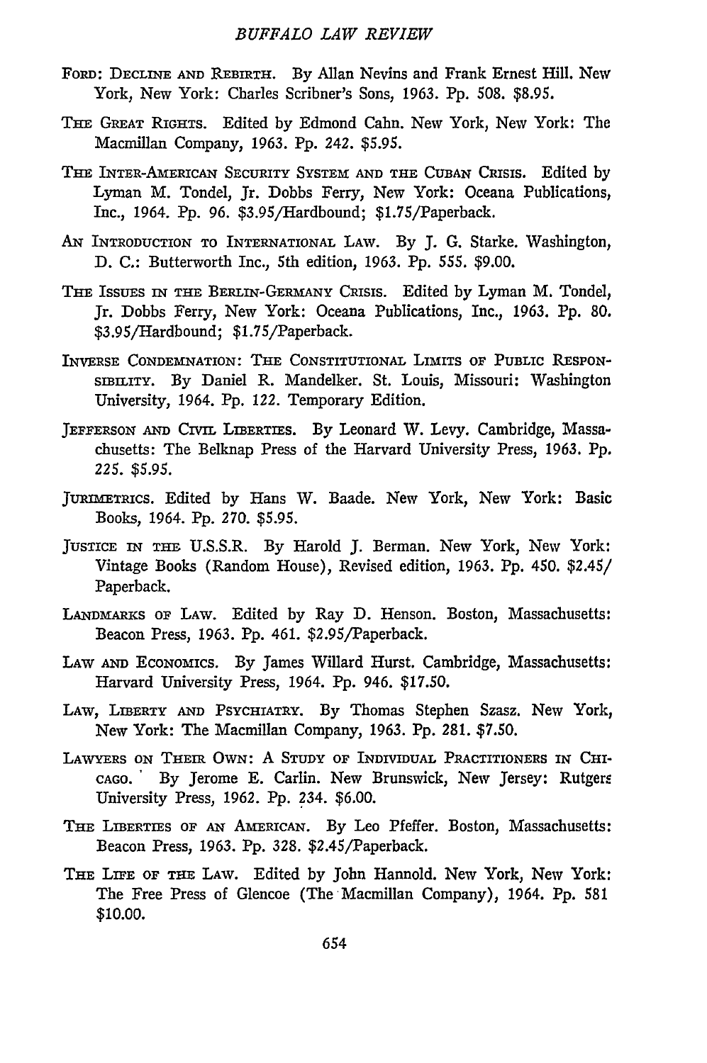FORD: DECLINE AND REBIRTH. By Allan Nevins and Frank Ernest Hill. New York, New York: Charles Scribner's Sons, 1963. Pp. 508. $8.95.

THE GREAT RIGHTS. Edited by Edmond Cahn. New York, New York: The Macmillan Company, 1963. Pp. 242. $5.95.

THE INTER-AMERICAN SECURITY SYSTEM AND THE CUBAN CRISIS. Edited by Lyman M. Tondel, Jr. Dobbs Ferry, New York: Oceana Publications, Inc., 1964. Pp. 96. $3.95/Hardbound; $1.75/Paperback.

AN INTRODUCTION TO INTERNATIONAL LAW. By J. G. Starke. Washington, D. C.: Butterworth Inc., 5th edition, 1963. Pp. 555. $9.00.

THE ISSUES IN THE BERLIN-GERMANY CRISIS. Edited by Lyman M. Tondel, Jr. Dobbs Ferry, New York: Oceana Publications, Inc., 1963. Pp. 80. $3.95/Hardbound; $1.75/Paperback.

INVERSE CONDEMNATION: THE CONSTITUTIONAL LIMITS OF PUBLIC RESPONSIBILITY. By Daniel R. Mandelker. St. Louis, Missouri: Washington University, 1964. Pp. 122. Temporary Edition.

JEFFERSON AND CIVIL LIBERTIES. By Leonard W. Levy. Cambridge, Massachusetts: The Belknap Press of the Harvard University Press, 1963. Pp. 225. $5.95.

JURIMETRICS. Edited by Hans W. Baade. New York, New York: Basic Books, 1964. Pp. 270. $5.95.

JUSTICE IN THE U.S.S.R. By Harold J. Berman. New York, New York: Vintage Books (Random House), Revised edition, 1963. Pp. 450. $2.45/Paperback.

LANDMARKS OF LAW. Edited by Ray D. Henson. Boston, Massachusetts: Beacon Press, 1963. Pp. 461. $2.95/Paperback.

LAW AND ECONOMICS. By James Willard Hurst. Cambridge, Massachusetts: Harvard University Press, 1964. Pp. 946. $17.50.

LAW, LIBERTY AND PSYCHIATRY. By Thomas Stephen Szasz. New York, New York: The Macmillan Company, 1963. Pp. 281. $7.50.

LAWYERS ON THEIR OWN: A STUDY OF INDIVIDUAL PRACTITIONERS IN CHICAGO. By Jerome E. Carlin. New Brunswick, New Jersey: Rutgers University Press, 1962. Pp. 234. $6.00.

THE LIBERTIES OF AN AMERICAN. By Leo Pfeffer. Boston, Massachusetts: Beacon Press, 1963. Pp. 328. $2.45/Paperback.

THE LIFE OF THE LAW. Edited by John Hannold. New York, New York: The Free Press of Glencoe (The Macmillan Company), 1964. Pp. 581 $10.00.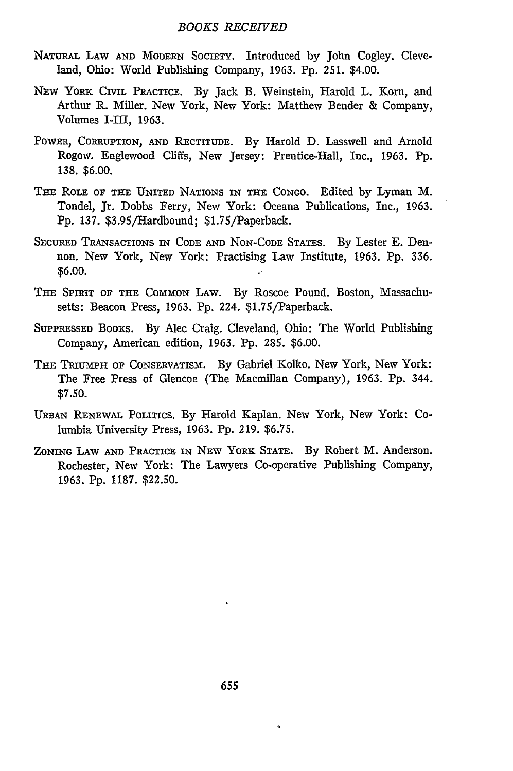Natural Law and Modern Society. Introduced by John Cogley. Cleveland, Ohio: World Publishing Company, 1963. Pp. 251. $4.00.

New York Civil Practice. By Jack B. Weinstein, Harold L. Korn, and Arthur R. Miller. New York, New York: Matthew Bender & Company, Volumes I-III, 1963.

Power, Corruption, and Rectitude. By Harold D. Lasswell and Arnold Rogow. Englewood Cliffs, New Jersey: Prentice-Hall, Inc., 1963. Pp. 138. $6.00.

The Role of the United Nations in the Congo. Edited by Lyman M. Tondel, Jr. Dobbs Ferry, New York: Oceana Publications, Inc., 1963. Pp. 137. $3.95/Hardbound; $1.75/Paperback.

Secured Transactions in Code and Non-Code States. By Lester E. Dennon. New York, New York: Practising Law Institute, 1963. Pp. 336. $6.00.

The Spirit of the Common Law. By Roscoe Pound. Boston, Massachusetts: Beacon Press, 1963. Pp. 224. $1.75/Paperback.

Suppressed Books. By Alec Craig. Cleveland, Ohio: The World Publishing Company, American edition, 1963. Pp. 285. $6.00.

The Triumph of Conservatism. By Gabriel Kolko. New York, New York: The Free Press of Glencoe (The Macmillan Company), 1963. Pp. 344. $7.50.

Urban Renewal Politics. By Harold Kaplan. New York, New York: Columbia University Press, 1963. Pp. 219. $6.75.

Zoning Law and Practice in New York State. By Robert M. Anderson. Rochester, New York: The Lawyers Co-operative Publishing Company, 1963. Pp. 1187. $22.50.